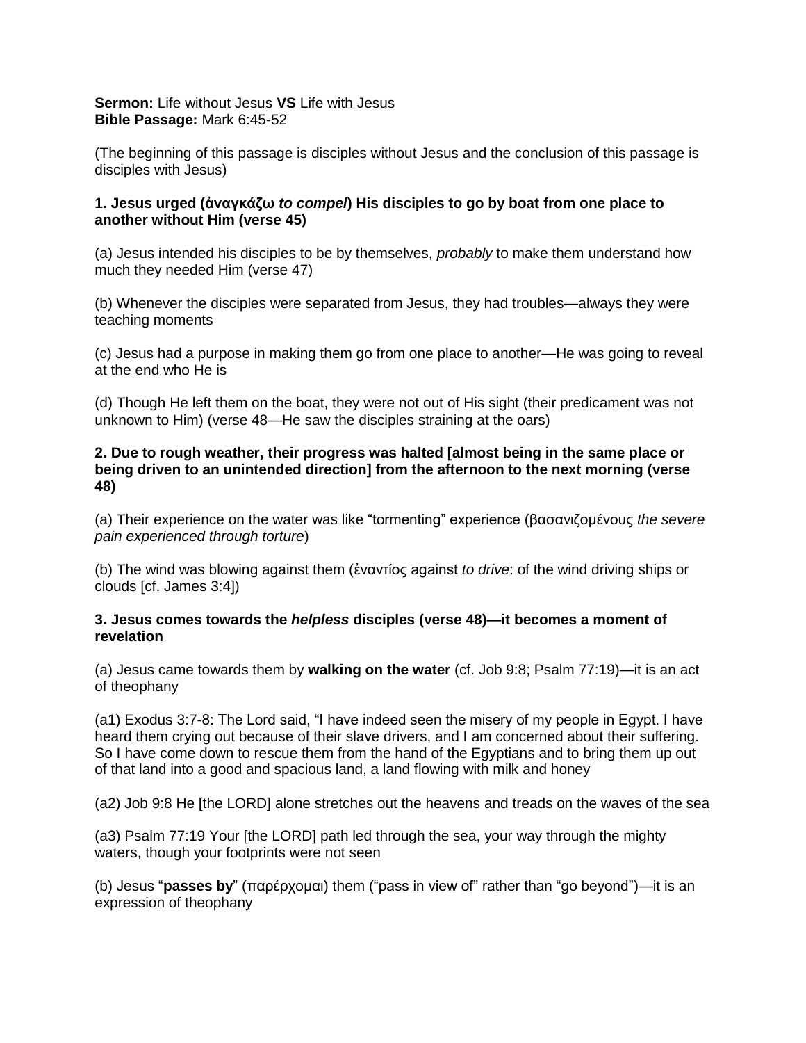**Sermon:** Life without Jesus **VS** Life with Jesus
**Bible Passage:** Mark 6:45-52

(The beginning of this passage is disciples without Jesus and the conclusion of this passage is disciples with Jesus)

**1. Jesus urged (ἀναγκάζω *to compel*) His disciples to go by boat from one place to another without Him (verse 45)**

(a) Jesus intended his disciples to be by themselves, *probably* to make them understand how much they needed Him (verse 47)

(b) Whenever the disciples were separated from Jesus, they had troubles—always they were teaching moments

(c) Jesus had a purpose in making them go from one place to another—He was going to reveal at the end who He is

(d) Though He left them on the boat, they were not out of His sight (their predicament was not unknown to Him) (verse 48—He saw the disciples straining at the oars)

**2. Due to rough weather, their progress was halted [almost being in the same place or being driven to an unintended direction] from the afternoon to the next morning (verse 48)**

(a) Their experience on the water was like "tormenting" experience (βασανιζομένους *the severe pain experienced through torture*)

(b) The wind was blowing against them (ἐναντίος against *to drive*: of the wind driving ships or clouds [cf. James 3:4])

**3. Jesus comes towards the *helpless* disciples (verse 48)—it becomes a moment of revelation**

(a) Jesus came towards them by **walking on the water** (cf. Job 9:8; Psalm 77:19)—it is an act of theophany

(a1) Exodus 3:7-8: The Lord said, "I have indeed seen the misery of my people in Egypt. I have heard them crying out because of their slave drivers, and I am concerned about their suffering. So I have come down to rescue them from the hand of the Egyptians and to bring them up out of that land into a good and spacious land, a land flowing with milk and honey

(a2) Job 9:8 He [the LORD] alone stretches out the heavens and treads on the waves of the sea

(a3) Psalm 77:19 Your [the LORD] path led through the sea, your way through the mighty waters, though your footprints were not seen

(b) Jesus "**passes by**" (παρέρχομαι) them ("pass in view of" rather than "go beyond")—it is an expression of theophany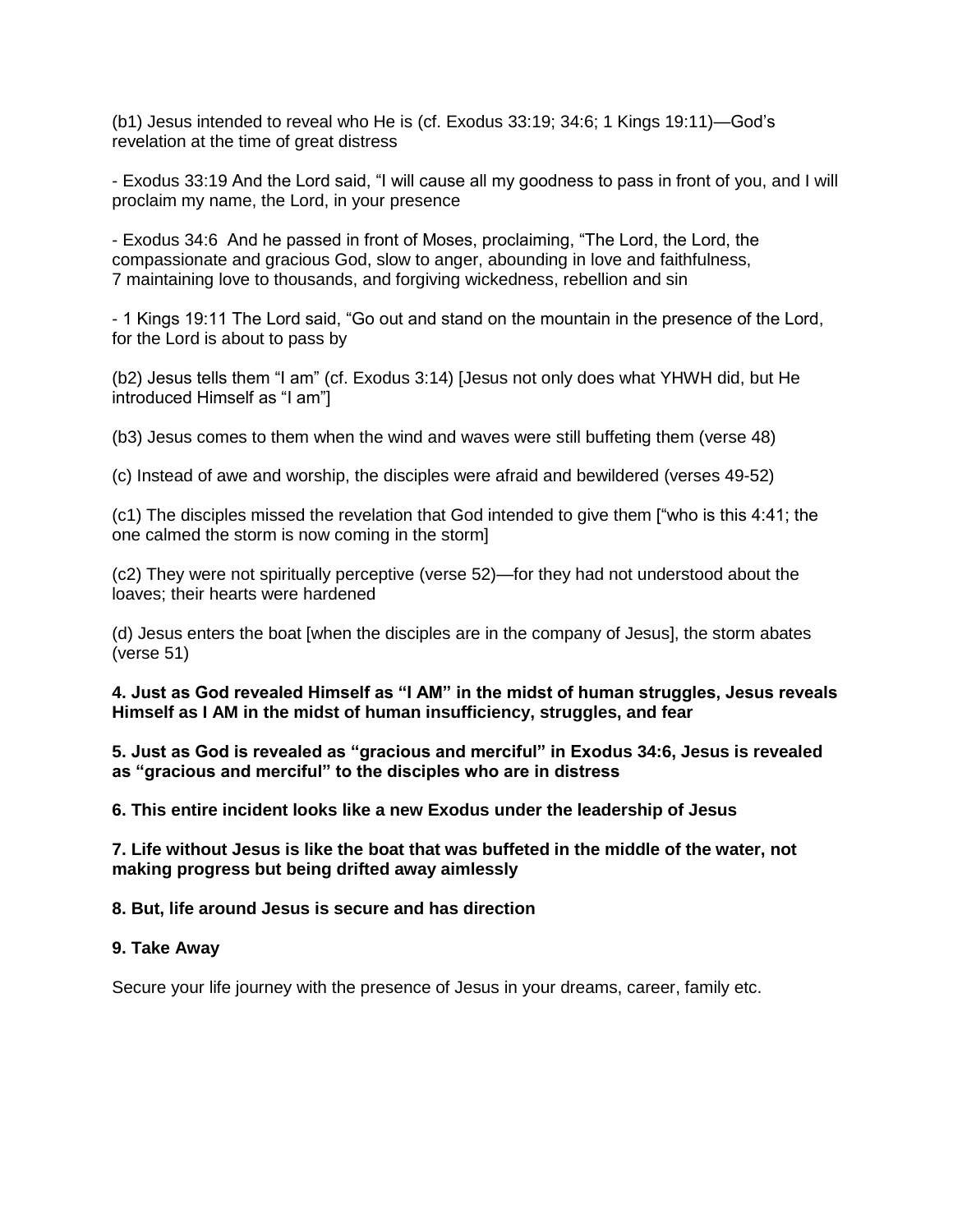(b1) Jesus intended to reveal who He is (cf. Exodus 33:19; 34:6; 1 Kings 19:11)—God's revelation at the time of great distress

- Exodus 33:19 And the Lord said, "I will cause all my goodness to pass in front of you, and I will proclaim my name, the Lord, in your presence

- Exodus 34:6 And he passed in front of Moses, proclaiming, "The Lord, the Lord, the compassionate and gracious God, slow to anger, abounding in love and faithfulness, 7 maintaining love to thousands, and forgiving wickedness, rebellion and sin

- 1 Kings 19:11 The Lord said, "Go out and stand on the mountain in the presence of the Lord, for the Lord is about to pass by

(b2) Jesus tells them "I am" (cf. Exodus 3:14) [Jesus not only does what YHWH did, but He introduced Himself as "I am"]

(b3) Jesus comes to them when the wind and waves were still buffeting them (verse 48)

(c) Instead of awe and worship, the disciples were afraid and bewildered (verses 49-52)

(c1) The disciples missed the revelation that God intended to give them ["who is this 4:41; the one calmed the storm is now coming in the storm]

(c2) They were not spiritually perceptive (verse 52)—for they had not understood about the loaves; their hearts were hardened

(d) Jesus enters the boat [when the disciples are in the company of Jesus], the storm abates (verse 51)

**4. Just as God revealed Himself as "I AM" in the midst of human struggles, Jesus reveals Himself as I AM in the midst of human insufficiency, struggles, and fear**

**5. Just as God is revealed as "gracious and merciful" in Exodus 34:6, Jesus is revealed as "gracious and merciful" to the disciples who are in distress**

**6. This entire incident looks like a new Exodus under the leadership of Jesus**

**7. Life without Jesus is like the boat that was buffeted in the middle of the water, not making progress but being drifted away aimlessly**

**8. But, life around Jesus is secure and has direction**

**9. Take Away**

Secure your life journey with the presence of Jesus in your dreams, career, family etc.